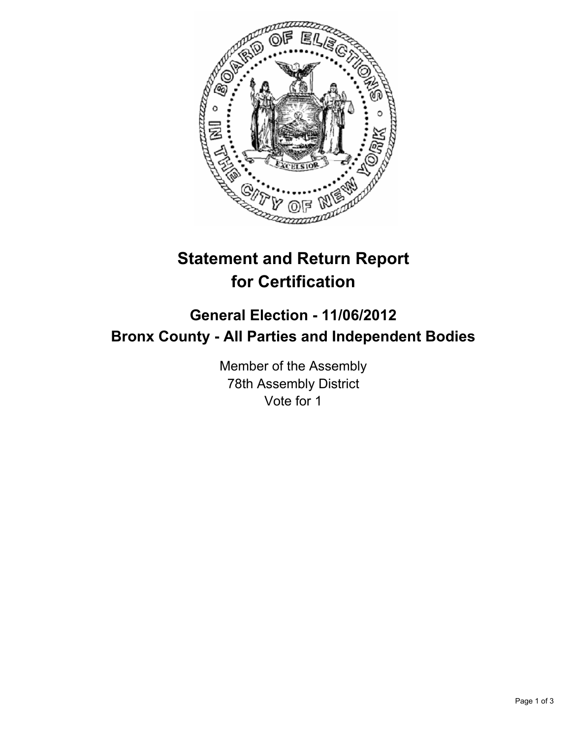# Statement and Return Report for Certification

## General Election - 11/06/2012
## Bronx County - All Parties and Independent Bodies

Member of the Assembly
78th Assembly District
Vote for 1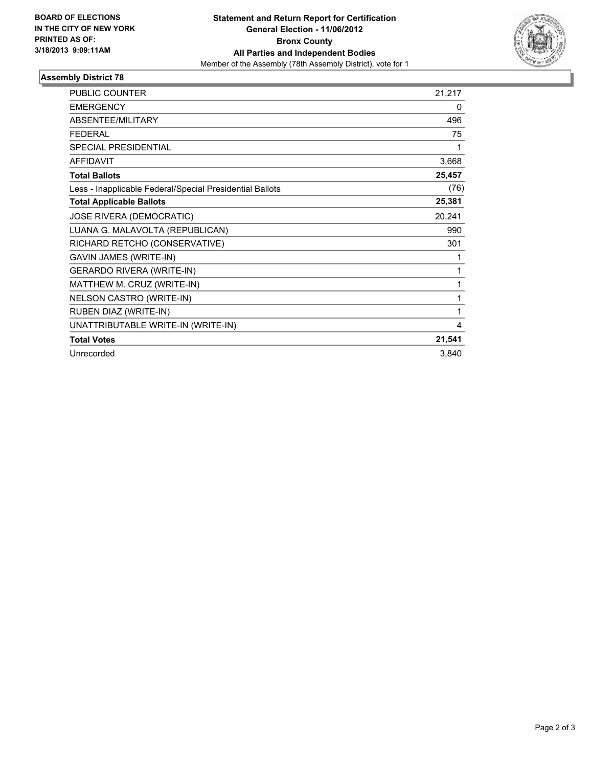**BOARD OF ELECTIONS IN THE CITY OF NEW YORK PRINTED AS OF: 3/18/2013 9:09:11AM**

**Statement and Return Report for Certification**
**General Election - 11/06/2012**
**Bronx County**
**All Parties and Independent Bodies**
Member of the Assembly (78th Assembly District), vote for 1

## Assembly District 78

| | |
|---|---|
| PUBLIC COUNTER | 21,217 |
| EMERGENCY | 0 |
| ABSENTEE/MILITARY | 496 |
| FEDERAL | 75 |
| SPECIAL PRESIDENTIAL | 1 |
| AFFIDAVIT | 3,668 |
| **Total Ballots** | **25,457** |
| Less - Inapplicable Federal/Special Presidential Ballots | (76) |
| **Total Applicable Ballots** | **25,381** |
| JOSE RIVERA (DEMOCRATIC) | 20,241 |
| LUANA G. MALAVOLTA (REPUBLICAN) | 990 |
| RICHARD RETCHO (CONSERVATIVE) | 301 |
| GAVIN JAMES (WRITE-IN) | 1 |
| GERARDO RIVERA (WRITE-IN) | 1 |
| MATTHEW M. CRUZ (WRITE-IN) | 1 |
| NELSON CASTRO (WRITE-IN) | 1 |
| RUBEN DIAZ (WRITE-IN) | 1 |
| UNATTRIBUTABLE WRITE-IN (WRITE-IN) | 4 |
| **Total Votes** | **21,541** |
| Unrecorded | 3,840 |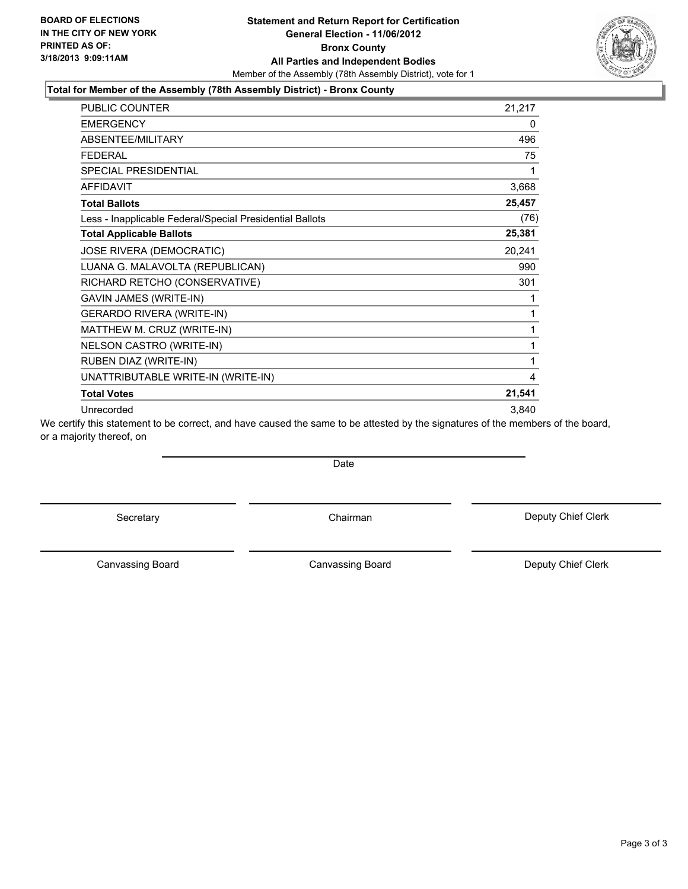**BOARD OF ELECTIONS IN THE CITY OF NEW YORK PRINTED AS OF: 3/18/2013 9:09:11AM**

**Statement and Return Report for Certification**
**General Election - 11/06/2012**
**Bronx County**
**All Parties and Independent Bodies**
Member of the Assembly (78th Assembly District), vote for 1

**Total for Member of the Assembly (78th Assembly District) - Bronx County**

| | |
|---|---|
| PUBLIC COUNTER | 21,217 |
| EMERGENCY | 0 |
| ABSENTEE/MILITARY | 496 |
| FEDERAL | 75 |
| SPECIAL PRESIDENTIAL | 1 |
| AFFIDAVIT | 3,668 |
| **Total Ballots** | **25,457** |
| Less - Inapplicable Federal/Special Presidential Ballots | (76) |
| **Total Applicable Ballots** | **25,381** |
| JOSE RIVERA (DEMOCRATIC) | 20,241 |
| LUANA G. MALAVOLTA (REPUBLICAN) | 990 |
| RICHARD RETCHO (CONSERVATIVE) | 301 |
| GAVIN JAMES (WRITE-IN) | 1 |
| GERARDO RIVERA (WRITE-IN) | 1 |
| MATTHEW M. CRUZ (WRITE-IN) | 1 |
| NELSON CASTRO (WRITE-IN) | 1 |
| RUBEN DIAZ (WRITE-IN) | 1 |
| UNATTRIBUTABLE WRITE-IN (WRITE-IN) | 4 |
| **Total Votes** | **21,541** |
| Unrecorded | 3,840 |

We certify this statement to be correct, and have caused the same to be attested by the signatures of the members of the board, or a majority thereof, on

Date

Secretary | Chairman | Deputy Chief Clerk

Canvassing Board | Canvassing Board | Deputy Chief Clerk